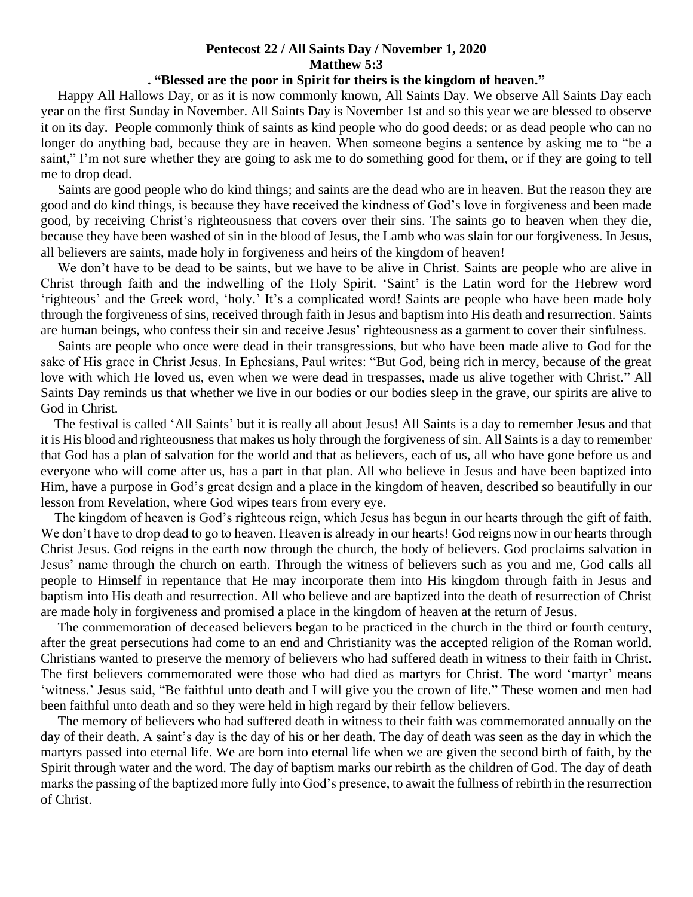**Pentecost 22 / All Saints Day / November 1, 2020**
**Matthew 5:3**
**. "Blessed are the poor in Spirit for theirs is the kingdom of heaven."**

Happy All Hallows Day, or as it is now commonly known, All Saints Day. We observe All Saints Day each year on the first Sunday in November. All Saints Day is November 1st and so this year we are blessed to observe it on its day. People commonly think of saints as kind people who do good deeds; or as dead people who can no longer do anything bad, because they are in heaven. When someone begins a sentence by asking me to "be a saint," I'm not sure whether they are going to ask me to do something good for them, or if they are going to tell me to drop dead.

Saints are good people who do kind things; and saints are the dead who are in heaven. But the reason they are good and do kind things, is because they have received the kindness of God's love in forgiveness and been made good, by receiving Christ's righteousness that covers over their sins. The saints go to heaven when they die, because they have been washed of sin in the blood of Jesus, the Lamb who was slain for our forgiveness. In Jesus, all believers are saints, made holy in forgiveness and heirs of the kingdom of heaven!

We don't have to be dead to be saints, but we have to be alive in Christ. Saints are people who are alive in Christ through faith and the indwelling of the Holy Spirit. 'Saint' is the Latin word for the Hebrew word 'righteous' and the Greek word, 'holy.' It's a complicated word! Saints are people who have been made holy through the forgiveness of sins, received through faith in Jesus and baptism into His death and resurrection. Saints are human beings, who confess their sin and receive Jesus' righteousness as a garment to cover their sinfulness.

Saints are people who once were dead in their transgressions, but who have been made alive to God for the sake of His grace in Christ Jesus. In Ephesians, Paul writes: "But God, being rich in mercy, because of the great love with which He loved us, even when we were dead in trespasses, made us alive together with Christ." All Saints Day reminds us that whether we live in our bodies or our bodies sleep in the grave, our spirits are alive to God in Christ.

The festival is called 'All Saints' but it is really all about Jesus! All Saints is a day to remember Jesus and that it is His blood and righteousness that makes us holy through the forgiveness of sin. All Saints is a day to remember that God has a plan of salvation for the world and that as believers, each of us, all who have gone before us and everyone who will come after us, has a part in that plan. All who believe in Jesus and have been baptized into Him, have a purpose in God's great design and a place in the kingdom of heaven, described so beautifully in our lesson from Revelation, where God wipes tears from every eye.

The kingdom of heaven is God's righteous reign, which Jesus has begun in our hearts through the gift of faith. We don't have to drop dead to go to heaven. Heaven is already in our hearts! God reigns now in our hearts through Christ Jesus. God reigns in the earth now through the church, the body of believers. God proclaims salvation in Jesus' name through the church on earth. Through the witness of believers such as you and me, God calls all people to Himself in repentance that He may incorporate them into His kingdom through faith in Jesus and baptism into His death and resurrection. All who believe and are baptized into the death of resurrection of Christ are made holy in forgiveness and promised a place in the kingdom of heaven at the return of Jesus.

The commemoration of deceased believers began to be practiced in the church in the third or fourth century, after the great persecutions had come to an end and Christianity was the accepted religion of the Roman world. Christians wanted to preserve the memory of believers who had suffered death in witness to their faith in Christ. The first believers commemorated were those who had died as martyrs for Christ. The word 'martyr' means 'witness.' Jesus said, "Be faithful unto death and I will give you the crown of life." These women and men had been faithful unto death and so they were held in high regard by their fellow believers.

The memory of believers who had suffered death in witness to their faith was commemorated annually on the day of their death. A saint's day is the day of his or her death. The day of death was seen as the day in which the martyrs passed into eternal life. We are born into eternal life when we are given the second birth of faith, by the Spirit through water and the word. The day of baptism marks our rebirth as the children of God. The day of death marks the passing of the baptized more fully into God's presence, to await the fullness of rebirth in the resurrection of Christ.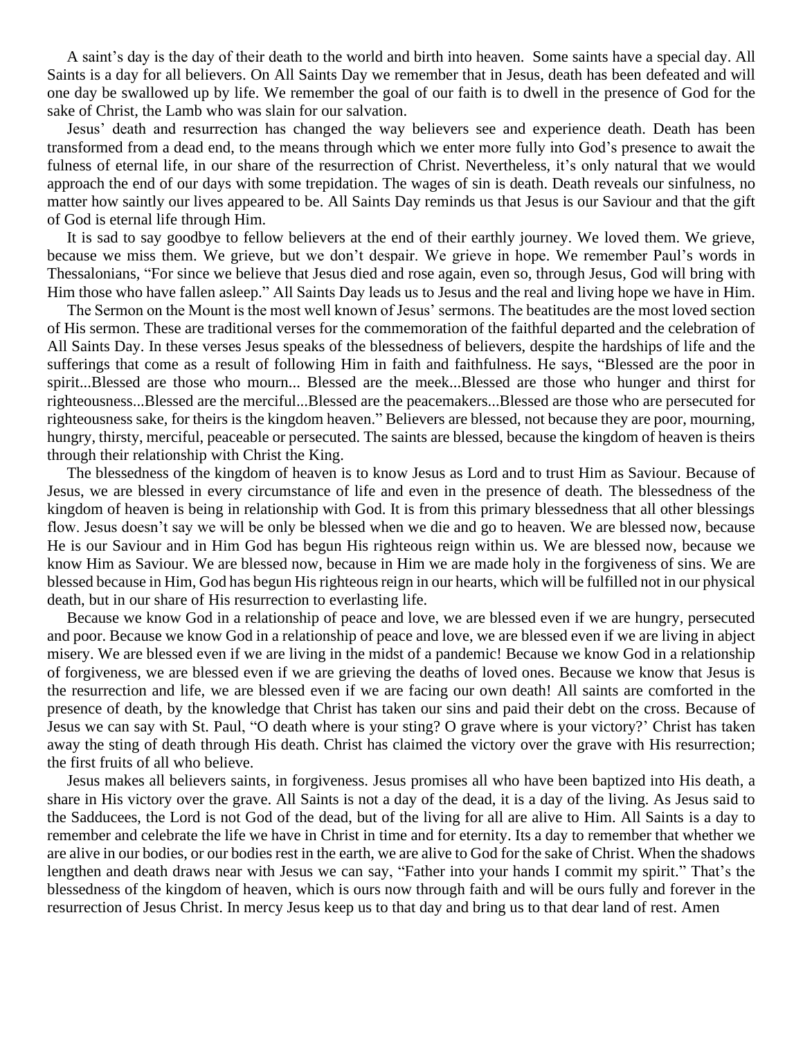A saint's day is the day of their death to the world and birth into heaven. Some saints have a special day. All Saints is a day for all believers. On All Saints Day we remember that in Jesus, death has been defeated and will one day be swallowed up by life. We remember the goal of our faith is to dwell in the presence of God for the sake of Christ, the Lamb who was slain for our salvation.

Jesus' death and resurrection has changed the way believers see and experience death. Death has been transformed from a dead end, to the means through which we enter more fully into God's presence to await the fulness of eternal life, in our share of the resurrection of Christ. Nevertheless, it's only natural that we would approach the end of our days with some trepidation. The wages of sin is death. Death reveals our sinfulness, no matter how saintly our lives appeared to be. All Saints Day reminds us that Jesus is our Saviour and that the gift of God is eternal life through Him.

It is sad to say goodbye to fellow believers at the end of their earthly journey. We loved them. We grieve, because we miss them. We grieve, but we don't despair. We grieve in hope. We remember Paul's words in Thessalonians, "For since we believe that Jesus died and rose again, even so, through Jesus, God will bring with Him those who have fallen asleep." All Saints Day leads us to Jesus and the real and living hope we have in Him.

The Sermon on the Mount is the most well known of Jesus' sermons. The beatitudes are the most loved section of His sermon. These are traditional verses for the commemoration of the faithful departed and the celebration of All Saints Day. In these verses Jesus speaks of the blessedness of believers, despite the hardships of life and the sufferings that come as a result of following Him in faith and faithfulness. He says, "Blessed are the poor in spirit...Blessed are those who mourn... Blessed are the meek...Blessed are those who hunger and thirst for righteousness...Blessed are the merciful...Blessed are the peacemakers...Blessed are those who are persecuted for righteousness sake, for theirs is the kingdom heaven." Believers are blessed, not because they are poor, mourning, hungry, thirsty, merciful, peaceable or persecuted. The saints are blessed, because the kingdom of heaven is theirs through their relationship with Christ the King.

The blessedness of the kingdom of heaven is to know Jesus as Lord and to trust Him as Saviour. Because of Jesus, we are blessed in every circumstance of life and even in the presence of death. The blessedness of the kingdom of heaven is being in relationship with God. It is from this primary blessedness that all other blessings flow. Jesus doesn't say we will be only be blessed when we die and go to heaven. We are blessed now, because He is our Saviour and in Him God has begun His righteous reign within us. We are blessed now, because we know Him as Saviour. We are blessed now, because in Him we are made holy in the forgiveness of sins. We are blessed because in Him, God has begun His righteous reign in our hearts, which will be fulfilled not in our physical death, but in our share of His resurrection to everlasting life.

Because we know God in a relationship of peace and love, we are blessed even if we are hungry, persecuted and poor. Because we know God in a relationship of peace and love, we are blessed even if we are living in abject misery. We are blessed even if we are living in the midst of a pandemic! Because we know God in a relationship of forgiveness, we are blessed even if we are grieving the deaths of loved ones. Because we know that Jesus is the resurrection and life, we are blessed even if we are facing our own death! All saints are comforted in the presence of death, by the knowledge that Christ has taken our sins and paid their debt on the cross. Because of Jesus we can say with St. Paul, "O death where is your sting? O grave where is your victory?' Christ has taken away the sting of death through His death. Christ has claimed the victory over the grave with His resurrection; the first fruits of all who believe.

Jesus makes all believers saints, in forgiveness. Jesus promises all who have been baptized into His death, a share in His victory over the grave. All Saints is not a day of the dead, it is a day of the living. As Jesus said to the Sadducees, the Lord is not God of the dead, but of the living for all are alive to Him. All Saints is a day to remember and celebrate the life we have in Christ in time and for eternity. Its a day to remember that whether we are alive in our bodies, or our bodies rest in the earth, we are alive to God for the sake of Christ. When the shadows lengthen and death draws near with Jesus we can say, "Father into your hands I commit my spirit." That's the blessedness of the kingdom of heaven, which is ours now through faith and will be ours fully and forever in the resurrection of Jesus Christ. In mercy Jesus keep us to that day and bring us to that dear land of rest. Amen